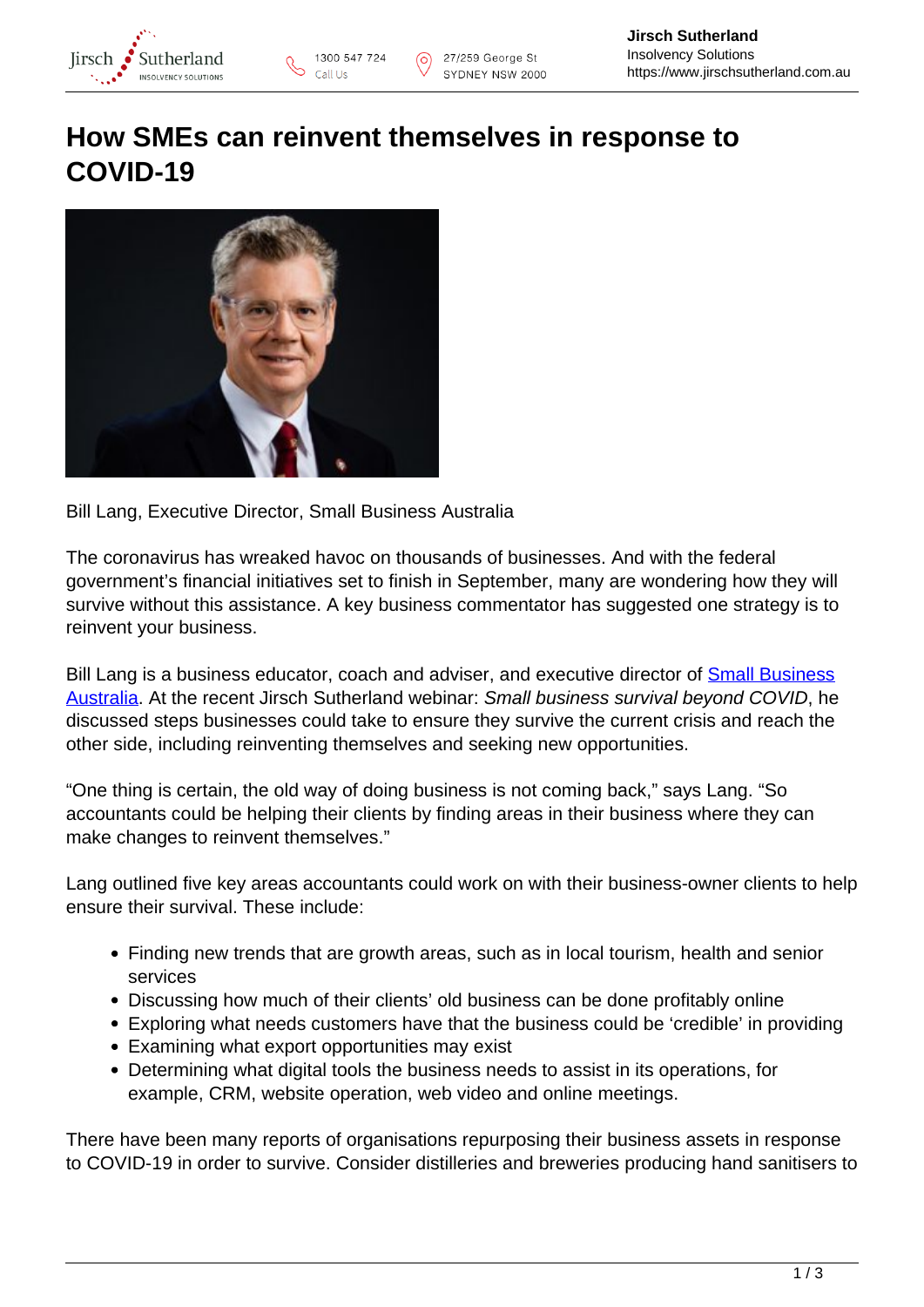# How SMEs can reinvent themselves in response to COVID-19

Bill Lang, Executive Director, Small Business Australia

The coronavirus has wreaked havoc on thousands of businesses. And with the federal government's financial initiatives set to finish in September, many are wondering how they will survive without this assistance. A key business commentator has suggested one strategy is to reinvent your business.

Bill Lang is a business educator, coach and adviser, and executive director of Small Business Australia. At the recent Jirsch Sutherland webinar: *Small business survival beyond COVID*, he discussed steps businesses could take to ensure they survive the current crisis and reach the other side, including reinventing themselves and seeking new opportunities.

"One thing is certain, the old way of doing business is not coming back," says Lang. "So accountants could be helping their clients by finding areas in their business where they can make changes to reinvent themselves."

Lang outlined five key areas accountants could work on with their business-owner clients to help ensure their survival. These include:

- Finding new trends that are growth areas, such as in local tourism, health and senior services
- Discussing how much of their clients' old business can be done profitably online
- Exploring what needs customers have that the business could be 'credible' in providing
- Examining what export opportunities may exist
- Determining what digital tools the business needs to assist in its operations, for example, CRM, website operation, web video and online meetings.

There have been many reports of organisations repurposing their business assets in response to COVID-19 in order to survive. Consider distilleries and breweries producing hand sanitisers to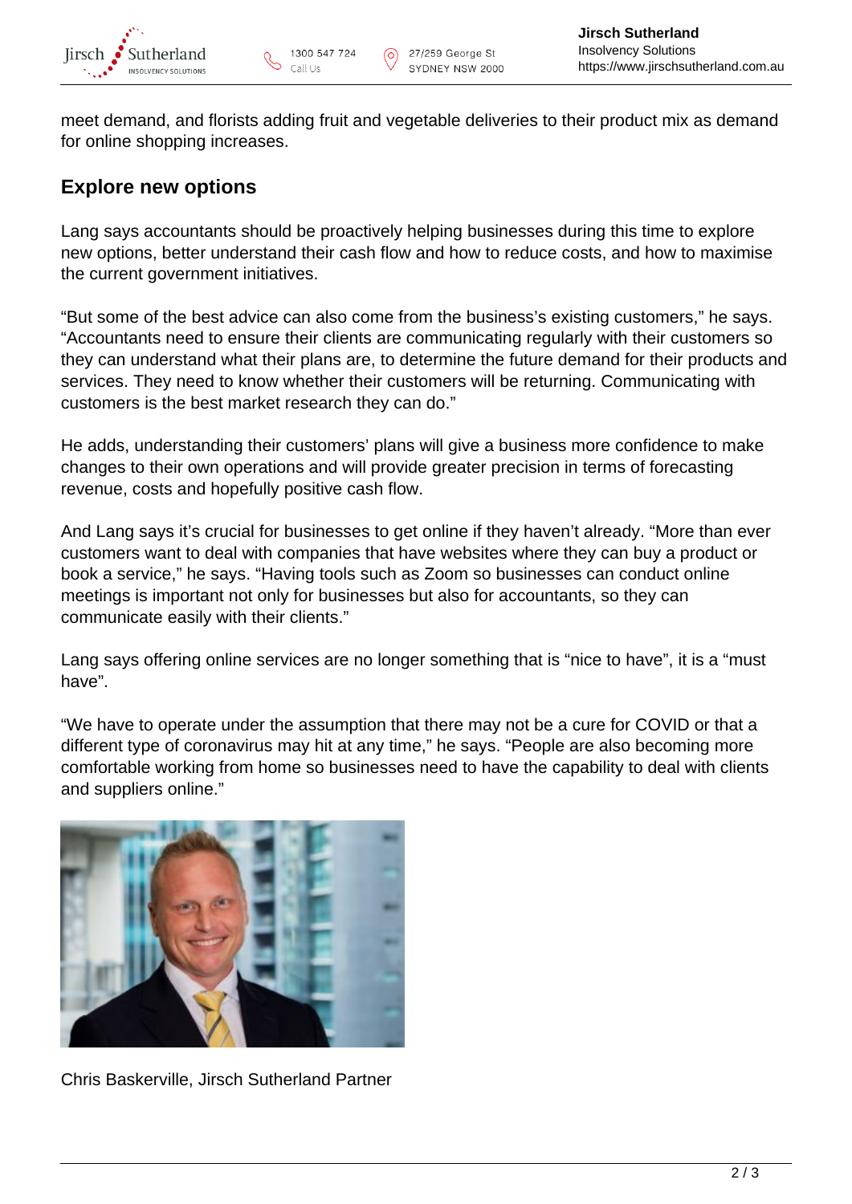meet demand, and florists adding fruit and vegetable deliveries to their product mix as demand for online shopping increases.

## Explore new options

Lang says accountants should be proactively helping businesses during this time to explore new options, better understand their cash flow and how to reduce costs, and how to maximise the current government initiatives.

“But some of the best advice can also come from the business’s existing customers,” he says. “Accountants need to ensure their clients are communicating regularly with their customers so they can understand what their plans are, to determine the future demand for their products and services. They need to know whether their customers will be returning. Communicating with customers is the best market research they can do.”

He adds, understanding their customers’ plans will give a business more confidence to make changes to their own operations and will provide greater precision in terms of forecasting revenue, costs and hopefully positive cash flow.

And Lang says it’s crucial for businesses to get online if they haven’t already. “More than ever customers want to deal with companies that have websites where they can buy a product or book a service,” he says. “Having tools such as Zoom so businesses can conduct online meetings is important not only for businesses but also for accountants, so they can communicate easily with their clients.”

Lang says offering online services are no longer something that is “nice to have”, it is a “must have”.

“We have to operate under the assumption that there may not be a cure for COVID or that a different type of coronavirus may hit at any time,” he says. “People are also becoming more comfortable working from home so businesses need to have the capability to deal with clients and suppliers online.”

Chris Baskerville, Jirsch Sutherland Partner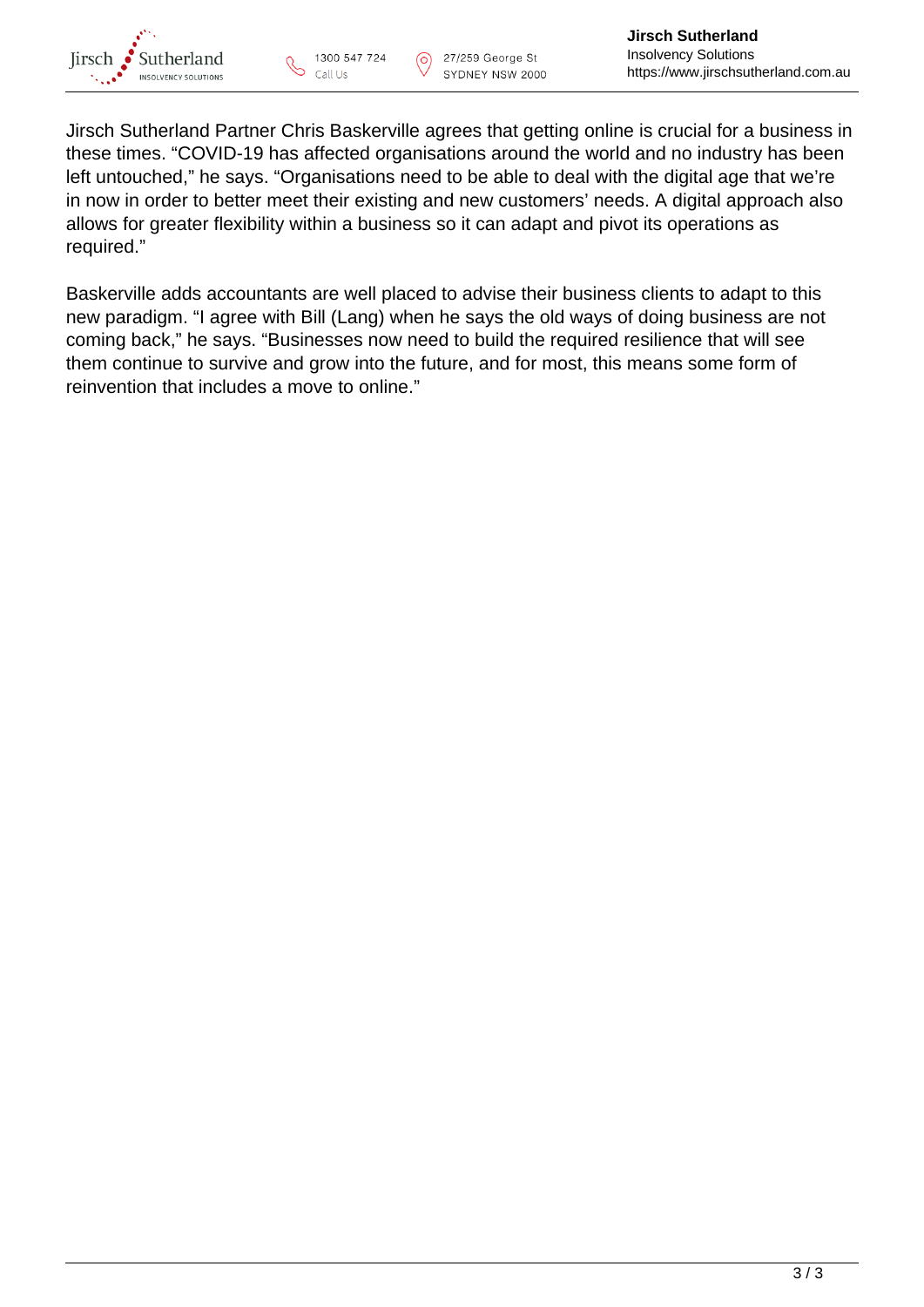Jirsch Sutherland Partner Chris Baskerville agrees that getting online is crucial for a business in these times. “COVID-19 has affected organisations around the world and no industry has been left untouched,” he says. “Organisations need to be able to deal with the digital age that we’re in now in order to better meet their existing and new customers’ needs. A digital approach also allows for greater flexibility within a business so it can adapt and pivot its operations as required.”

Baskerville adds accountants are well placed to advise their business clients to adapt to this new paradigm. “I agree with Bill (Lang) when he says the old ways of doing business are not coming back,” he says. “Businesses now need to build the required resilience that will see them continue to survive and grow into the future, and for most, this means some form of reinvention that includes a move to online.”